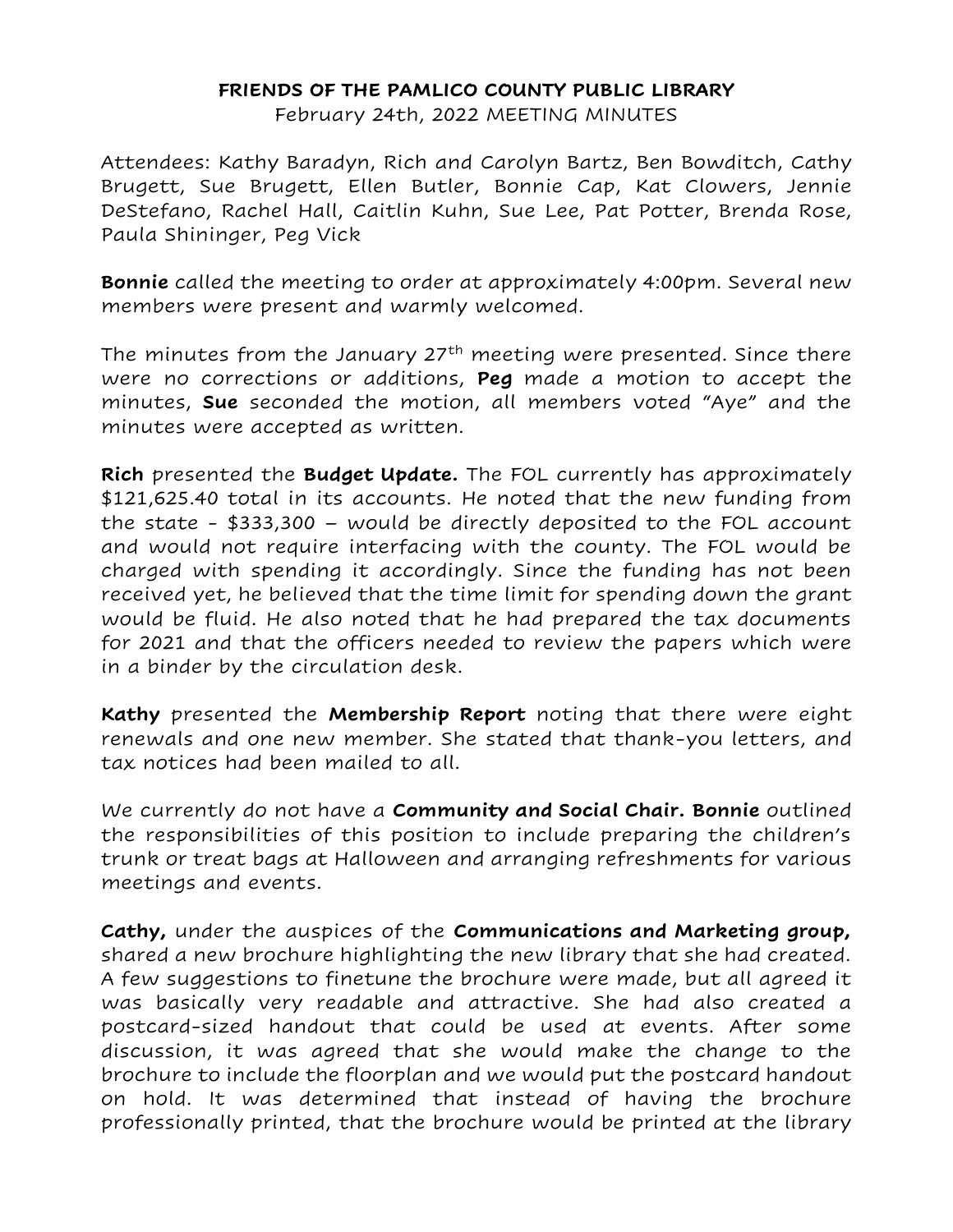**FRIENDS OF THE PAMLICO COUNTY PUBLIC LIBRARY**

February 24th, 2022 MEETING MINUTES

Attendees: Kathy Baradyn, Rich and Carolyn Bartz, Ben Bowditch, Cathy Brugett, Sue Brugett, Ellen Butler, Bonnie Cap, Kat Clowers, Jennie DeStefano, Rachel Hall, Caitlin Kuhn, Sue Lee, Pat Potter, Brenda Rose, Paula Shininger, Peg Vick

**Bonnie** called the meeting to order at approximately 4:00pm. Several new members were present and warmly welcomed.

The minutes from the January 27th meeting were presented. Since there were no corrections or additions, **Peg** made a motion to accept the minutes, **Sue** seconded the motion, all members voted "Aye" and the minutes were accepted as written.

**Rich** presented the **Budget Update.** The FOL currently has approximately $121,625.40 total in its accounts. He noted that the new funding from the state - $333,300 – would be directly deposited to the FOL account and would not require interfacing with the county. The FOL would be charged with spending it accordingly. Since the funding has not been received yet, he believed that the time limit for spending down the grant would be fluid. He also noted that he had prepared the tax documents for 2021 and that the officers needed to review the papers which were in a binder by the circulation desk.

**Kathy** presented the **Membership Report** noting that there were eight renewals and one new member. She stated that thank-you letters, and tax notices had been mailed to all.

We currently do not have a **Community and Social Chair. Bonnie** outlined the responsibilities of this position to include preparing the children's trunk or treat bags at Halloween and arranging refreshments for various meetings and events.

**Cathy,** under the auspices of the **Communications and Marketing group,** shared a new brochure highlighting the new library that she had created. A few suggestions to finetune the brochure were made, but all agreed it was basically very readable and attractive. She had also created a postcard-sized handout that could be used at events. After some discussion, it was agreed that she would make the change to the brochure to include the floorplan and we would put the postcard handout on hold. It was determined that instead of having the brochure professionally printed, that the brochure would be printed at the library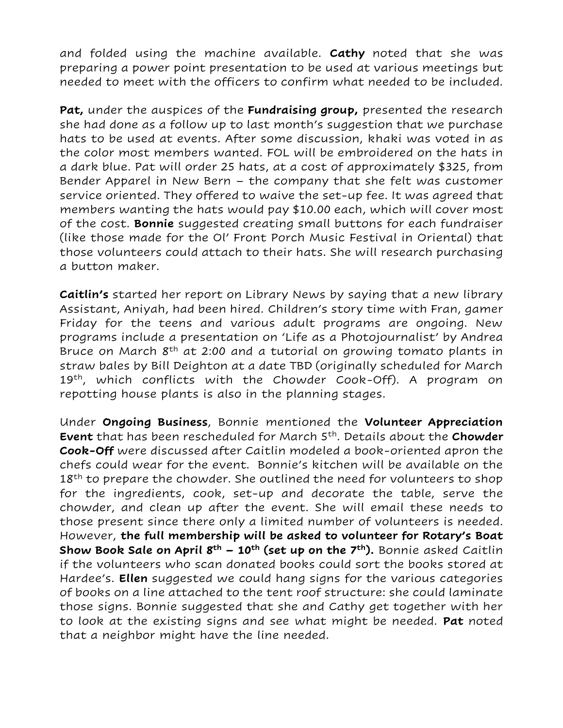and folded using the machine available. **Cathy** noted that she was preparing a power point presentation to be used at various meetings but needed to meet with the officers to confirm what needed to be included.

**Pat,** under the auspices of the **Fundraising group,** presented the research she had done as a follow up to last month's suggestion that we purchase hats to be used at events. After some discussion, khaki was voted in as the color most members wanted. FOL will be embroidered on the hats in a dark blue. Pat will order 25 hats, at a cost of approximately $325, from Bender Apparel in New Bern – the company that she felt was customer service oriented. They offered to waive the set-up fee. It was agreed that members wanting the hats would pay $10.00 each, which will cover most of the cost. **Bonnie** suggested creating small buttons for each fundraiser (like those made for the Ol' Front Porch Music Festival in Oriental) that those volunteers could attach to their hats. She will research purchasing a button maker.

**Caitlin's** started her report on Library News by saying that a new library Assistant, Aniyah, had been hired. Children's story time with Fran, gamer Friday for the teens and various adult programs are ongoing. New programs include a presentation on 'Life as a Photojournalist' by Andrea Bruce on March 8th at 2:00 and a tutorial on growing tomato plants in straw bales by Bill Deighton at a date TBD (originally scheduled for March 19th, which conflicts with the Chowder Cook-Off). A program on repotting house plants is also in the planning stages.

Under **Ongoing Business**, Bonnie mentioned the **Volunteer Appreciation Event** that has been rescheduled for March 5th. Details about the **Chowder Cook-Off** were discussed after Caitlin modeled a book-oriented apron the chefs could wear for the event. Bonnie's kitchen will be available on the 18th to prepare the chowder. She outlined the need for volunteers to shop for the ingredients, cook, set-up and decorate the table, serve the chowder, and clean up after the event. She will email these needs to those present since there only a limited number of volunteers is needed. However, **the full membership will be asked to volunteer for Rotary's Boat Show Book Sale on April 8th – 10th (set up on the 7th).** Bonnie asked Caitlin if the volunteers who scan donated books could sort the books stored at Hardee's. **Ellen** suggested we could hang signs for the various categories of books on a line attached to the tent roof structure: she could laminate those signs. Bonnie suggested that she and Cathy get together with her to look at the existing signs and see what might be needed. **Pat** noted that a neighbor might have the line needed.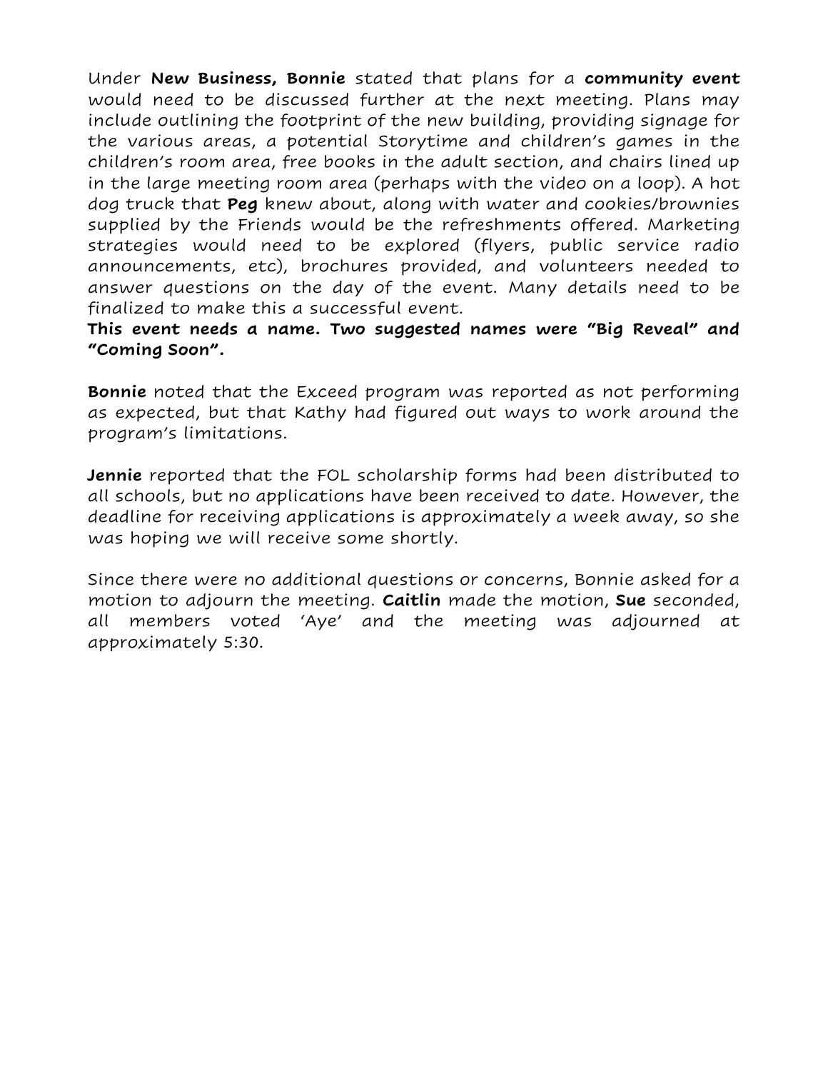Under **New Business, Bonnie** stated that plans for a **community event** would need to be discussed further at the next meeting. Plans may include outlining the footprint of the new building, providing signage for the various areas, a potential Storytime and children's games in the children's room area, free books in the adult section, and chairs lined up in the large meeting room area (perhaps with the video on a loop). A hot dog truck that **Peg** knew about, along with water and cookies/brownies supplied by the Friends would be the refreshments offered. Marketing strategies would need to be explored (flyers, public service radio announcements, etc), brochures provided, and volunteers needed to answer questions on the day of the event. Many details need to be finalized to make this a successful event.
**This event needs a name. Two suggested names were "Big Reveal" and "Coming Soon".**

**Bonnie** noted that the Exceed program was reported as not performing as expected, but that Kathy had figured out ways to work around the program's limitations.

**Jennie** reported that the FOL scholarship forms had been distributed to all schools, but no applications have been received to date. However, the deadline for receiving applications is approximately a week away, so she was hoping we will receive some shortly.

Since there were no additional questions or concerns, Bonnie asked for a motion to adjourn the meeting. **Caitlin** made the motion, **Sue** seconded, all members voted 'Aye' and the meeting was adjourned at approximately 5:30.